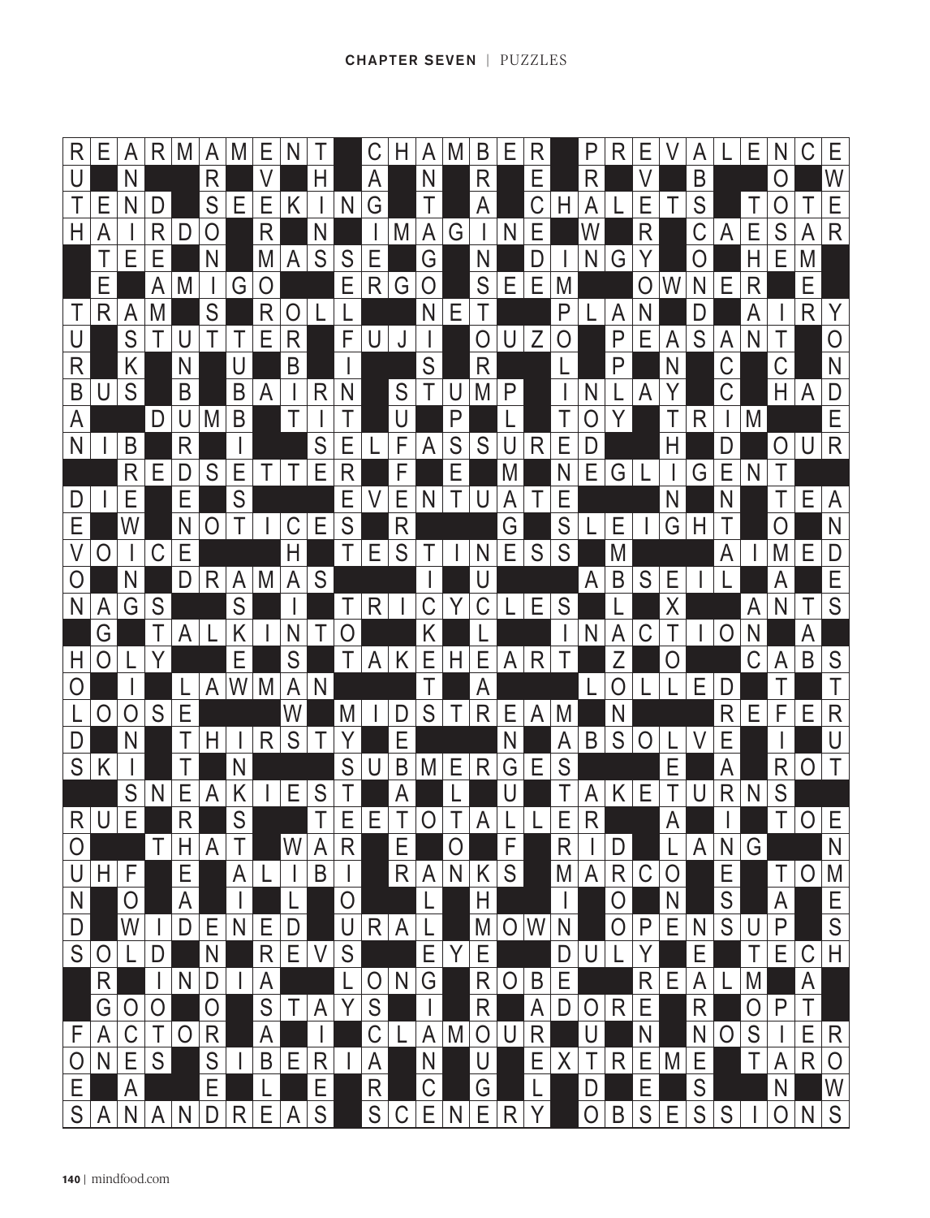| R | E | A | R | M | A | M | E | N | T | | C | H | A | M | B | E | R | | P | R | E | V | A | L | E | N | C | E |
|---|---|---|---|---|---|---|---|---|---|---|---|---|---|---|---|---|---|---|---|---|---|---|---|---|---|---|---|---|
| U | | N | | | R | | V | | H | | A | | N | | R | | E | | R | | V | | B | | | O | | W |
| T | E | N | D | | S | E | E | K | I | N | G | | T | | A | | C | H | A | L | E | T | S | | T | O | T | E |
| H | A | I | R | D | O | | R | | N | | I | M | A | G | I | N | E | | W | | R | | C | A | E | S | A | R |
| | T | E | E | | N | | M | A | S | S | E | | G | | N | | D | I | N | G | Y | | O | | H | E | M | |
| | E | | A | M | I | G | O | | | E | R | G | O | | S | E | E | M | | | O | W | N | E | R | | E | |
| T | R | A | M | | S | | R | O | L | L | | | N | E | T | | | P | L | A | N | | D | | A | I | R | Y |
| U | | S | T | U | T | T | E | R | | F | U | J | I | | O | U | Z | O | | P | E | A | S | A | N | T | | O |
| R | | K | | N | | U | | B | | I | | | S | | R | | | L | | P | | N | | C | | C | | N |
| B | U | S | | B | | B | A | I | R | N | | S | T | U | M | P | | I | N | L | A | Y | | C | | H | A | D |
| A | | | D | U | M | B | | T | I | T | | U | | P | | L | | T | O | Y | | T | R | I | M | | | E |
| N | I | B | | R | | I | | | S | E | L | F | A | S | S | U | R | E | D | | | H | | D | | O | U | R |
| | | R | E | D | S | E | T | T | E | R | | F | | E | | M | | N | E | G | L | I | G | E | N | T | | |
| D | I | E | | E | | S | | | | E | V | E | N | T | U | A | T | E | | | | N | | N | | T | E | A |
| E | | W | | N | O | T | I | C | E | S | | R | | | | G | | S | L | E | I | G | H | T | | O | | N |
| V | O | I | C | E | | | | H | | T | E | S | T | I | N | E | S | S | | M | | | | A | I | M | E | D |
| O | | N | | D | R | A | M | A | S | | | | I | | U | | | | A | B | S | E | I | L | | A | | E |
| N | A | G | S | | | S | | I | | T | R | I | C | Y | C | L | E | S | | L | | X | | | A | N | T | S |
| | G | | T | A | L | K | I | N | T | O | | | K | | L | | | I | N | A | C | T | I | O | N | | A | |
| H | O | L | Y | | | E | | S | | T | A | K | E | H | E | A | R | T | | Z | | O | | | C | A | B | S |
| O | | I | | L | A | W | M | A | N | | | | T | | A | | | | L | O | L | L | E | D | | T | | T |
| L | O | O | S | E | | | | W | | M | I | D | S | T | R | E | A | M | | N | | | | R | E | F | E | R |
| D | | N | | T | H | I | R | S | T | Y | | E | | | | N | | A | B | S | O | L | V | E | | I | | U |
| S | K | I | | T | | N | | | | S | U | B | M | E | R | G | E | S | | | | E | | A | | R | O | T |
| | | S | N | E | A | K | I | E | S | T | | A | | L | | U | | T | A | K | E | T | U | R | N | S | | |
| R | U | E | | R | | S | | | T | E | E | T | O | T | A | L | L | E | R | | | A | | I | | T | O | E |
| O | | | T | H | A | T | | W | A | R | | E | | O | | F | | R | I | D | | L | A | N | G | | | N |
| U | H | F | | E | | A | L | I | B | I | | R | A | N | K | S | | M | A | R | C | O | | E | | T | O | M |
| N | | O | | A | | I | | L | | O | | | L | | H | | | I | | O | | N | | S | | A | | E |
| D | | W | I | D | E | N | E | D | | U | R | A | L | | M | O | W | N | | O | P | E | N | S | U | P | | S |
| S | O | L | D | | N | | R | E | V | S | | | E | Y | E | | | D | U | L | Y | | E | | T | E | C | H |
| | R | | I | N | D | I | A | | | L | O | N | G | | R | O | B | E | | | R | E | A | L | M | | A | |
| | G | O | O | | O | | S | T | A | Y | S | | I | | R | | A | D | O | R | E | | R | | O | P | T | |
| F | A | C | T | O | R | | A | | I | | C | L | A | M | O | U | R | | U | | N | | N | O | S | I | E | R |
| O | N | E | S | | S | I | B | E | R | I | A | | N | | U | | E | X | T | R | E | M | E | | T | A | R | O |
| E | | A | | | E | | L | | E | | R | | C | | G | | L | | D | | E | | S | | | N | | W |
| S | A | N | A | N | D | R | E | A | S | | S | C | E | N | E | R | Y | | O | B | S | E | S | S | I | O | N | S |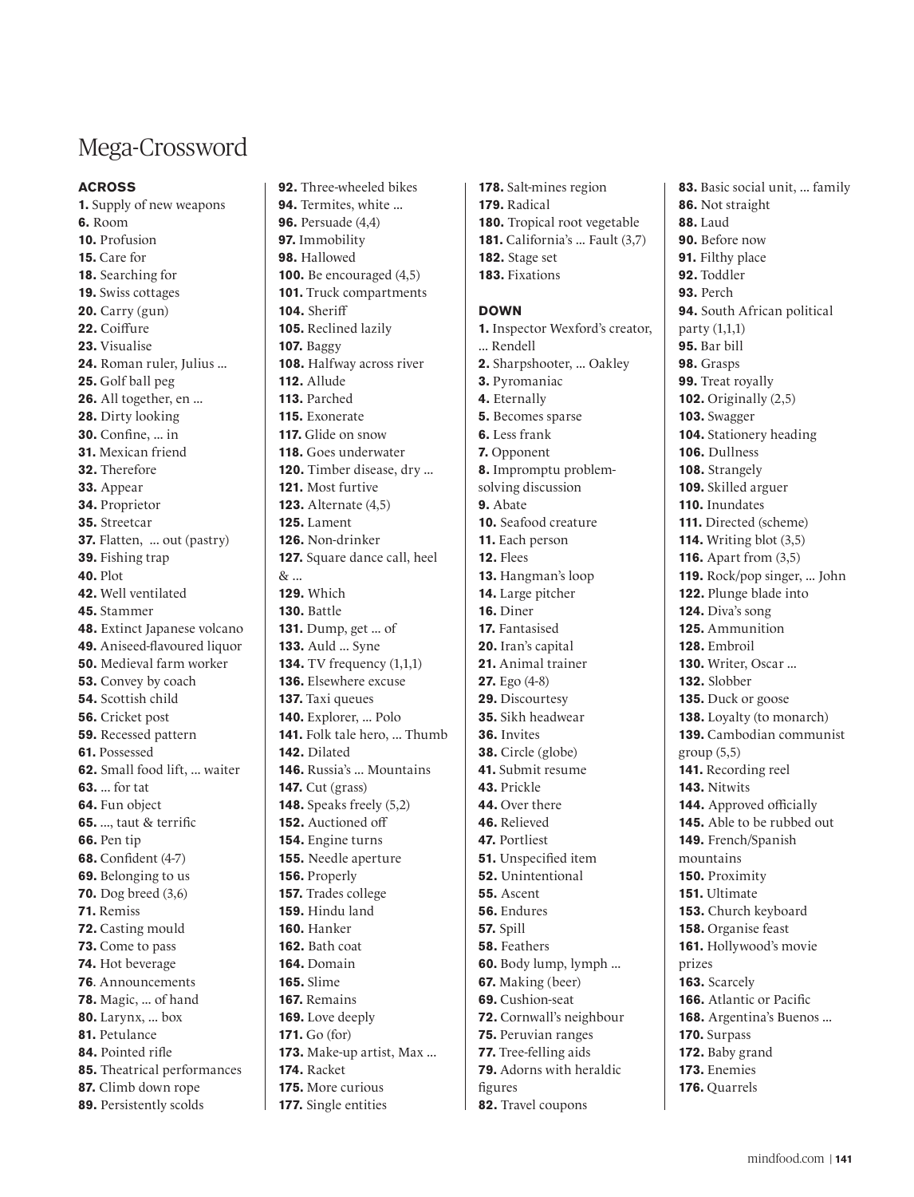# Mega-Crossword

### ACROSS

**1.** Supply of new weapons
**6.** Room
**10.** Profusion
**15.** Care for
**18.** Searching for
**19.** Swiss cottages
**20.** Carry (gun)
**22.** Coiffure
**23.** Visualise
**24.** Roman ruler, Julius ...
**25.** Golf ball peg
**26.** All together, en ...
**28.** Dirty looking
**30.** Confine, ... in
**31.** Mexican friend
**32.** Therefore
**33.** Appear
**34.** Proprietor
**35.** Streetcar
**37.** Flatten, ... out (pastry)
**39.** Fishing trap
**40.** Plot
**42.** Well ventilated
**45.** Stammer
**48.** Extinct Japanese volcano
**49.** Aniseed-flavoured liquor
**50.** Medieval farm worker
**53.** Convey by coach
**54.** Scottish child
**56.** Cricket post
**59.** Recessed pattern
**61.** Possessed
**62.** Small food lift, ... waiter
**63.** ... for tat
**64.** Fun object
**65.** ..., taut & terrific
**66.** Pen tip
**68.** Confident (4-7)
**69.** Belonging to us
**70.** Dog breed (3,6)
**71.** Remiss
**72.** Casting mould
**73.** Come to pass
**74.** Hot beverage
**76**. Announcements
**78.** Magic, ... of hand
**80.** Larynx, ... box
**81.** Petulance
**84.** Pointed rifle
**85.** Theatrical performances
**87.** Climb down rope
**89.** Persistently scolds
**92.** Three-wheeled bikes
**94.** Termites, white ...
**96.** Persuade (4,4)
**97.** Immobility
**98.** Hallowed
**100.** Be encouraged (4,5)
**101.** Truck compartments
**104.** Sheriff
**105.** Reclined lazily
**107.** Baggy
**108.** Halfway across river
**112.** Allude
**113.** Parched
**115.** Exonerate
**117.** Glide on snow
**118.** Goes underwater
**120.** Timber disease, dry ...
**121.** Most furtive
**123.** Alternate (4,5)
**125.** Lament
**126.** Non-drinker
**127.** Square dance call, heel & ...
**129.** Which
**130.** Battle
**131.** Dump, get ... of
**133.** Auld ... Syne
**134.** TV frequency (1,1,1)
**136.** Elsewhere excuse
**137.** Taxi queues
**140.** Explorer, ... Polo
**141.** Folk tale hero, ... Thumb
**142.** Dilated
**146.** Russia's ... Mountains
**147.** Cut (grass)
**148.** Speaks freely (5,2)
**152.** Auctioned off
**154.** Engine turns
**155.** Needle aperture
**156.** Properly
**157.** Trades college
**159.** Hindu land
**160.** Hanker
**162.** Bath coat
**164.** Domain
**165.** Slime
**167.** Remains
**169.** Love deeply
**171.** Go (for)
**173.** Make-up artist, Max ...
**174.** Racket
**175.** More curious
**177.** Single entities
**178.** Salt-mines region
**179.** Radical
**180.** Tropical root vegetable
**181.** California's ... Fault (3,7)
**182.** Stage set
**183.** Fixations

### DOWN

**1.** Inspector Wexford's creator, ... Rendell
**2.** Sharpshooter, ... Oakley
**3.** Pyromaniac
**4.** Eternally
**5.** Becomes sparse
**6.** Less frank
**7.** Opponent
**8.** Impromptu problem-solving discussion
**9.** Abate
**10.** Seafood creature
**11.** Each person
**12.** Flees
**13.** Hangman's loop
**14.** Large pitcher
**16.** Diner
**17.** Fantasised
**20.** Iran's capital
**21.** Animal trainer
**27.** Ego (4-8)
**29.** Discourtesy
**35.** Sikh headwear
**36.** Invites
**38.** Circle (globe)
**41.** Submit resume
**43.** Prickle
**44.** Over there
**46.** Relieved
**47.** Portliest
**51.** Unspecified item
**52.** Unintentional
**55.** Ascent
**56.** Endures
**57.** Spill
**58.** Feathers
**60.** Body lump, lymph ...
**67.** Making (beer)
**69.** Cushion-seat
**72.** Cornwall's neighbour
**75.** Peruvian ranges
**77.** Tree-felling aids
**79.** Adorns with heraldic figures
**82.** Travel coupons
**83.** Basic social unit, ... family
**86.** Not straight
**88.** Laud
**90.** Before now
**91.** Filthy place
**92.** Toddler
**93.** Perch
**94.** South African political party (1,1,1)
**95.** Bar bill
**98.** Grasps
**99.** Treat royally
**102.** Originally (2,5)
**103.** Swagger
**104.** Stationery heading
**106.** Dullness
**108.** Strangely
**109.** Skilled arguer
**110.** Inundates
**111.** Directed (scheme)
**114.** Writing blot (3,5)
**116.** Apart from (3,5)
**119.** Rock/pop singer, ... John
**122.** Plunge blade into
**124.** Diva's song
**125.** Ammunition
**128.** Embroil
**130.** Writer, Oscar ...
**132.** Slobber
**135.** Duck or goose
**138.** Loyalty (to monarch)
**139.** Cambodian communist group (5,5)
**141.** Recording reel
**143.** Nitwits
**144.** Approved officially
**145.** Able to be rubbed out
**149.** French/Spanish mountains
**150.** Proximity
**151.** Ultimate
**153.** Church keyboard
**158.** Organise feast
**161.** Hollywood's movie prizes
**163.** Scarcely
**166.** Atlantic or Pacific
**168.** Argentina's Buenos ...
**170.** Surpass
**172.** Baby grand
**173.** Enemies
**176.** Quarrels

mindfood.com